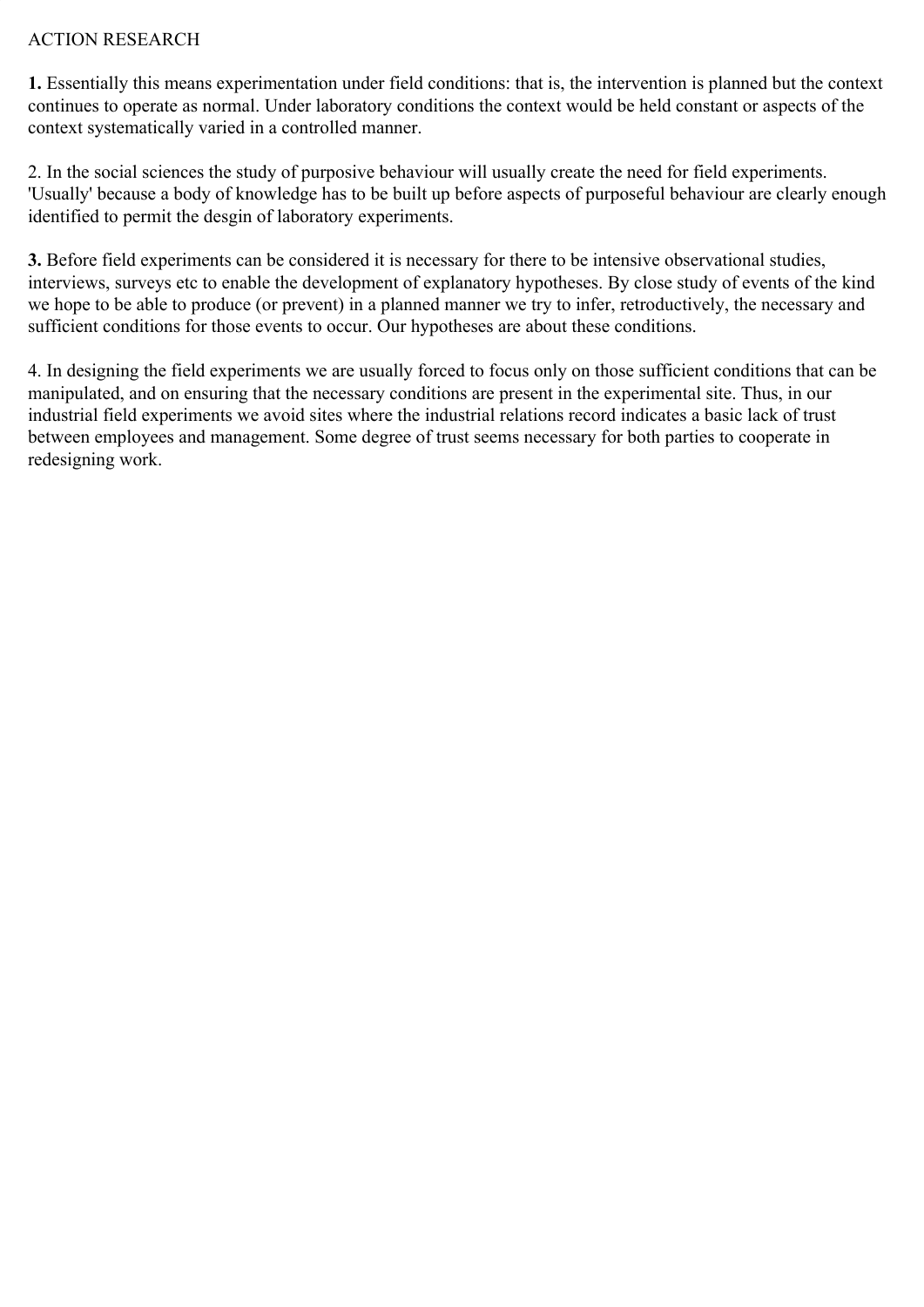ACTION RESEARCH

**1.** Essentially this means experimentation under field conditions: that is, the intervention is planned but the context continues to operate as normal. Under laboratory conditions the context would be held constant or aspects of the context systematically varied in a controlled manner.

2. In the social sciences the study of purposive behaviour will usually create the need for field experiments. 'Usually' because a body of knowledge has to be built up before aspects of purposeful behaviour are clearly enough identified to permit the desgin of laboratory experiments.

**3.** Before field experiments can be considered it is necessary for there to be intensive observational studies, interviews, surveys etc to enable the development of explanatory hypotheses. By close study of events of the kind we hope to be able to produce (or prevent) in a planned manner we try to infer, retroductively, the necessary and sufficient conditions for those events to occur. Our hypotheses are about these conditions.

4. In designing the field experiments we are usually forced to focus only on those sufficient conditions that can be manipulated, and on ensuring that the necessary conditions are present in the experimental site. Thus, in our industrial field experiments we avoid sites where the industrial relations record indicates a basic lack of trust between employees and management. Some degree of trust seems necessary for both parties to cooperate in redesigning work.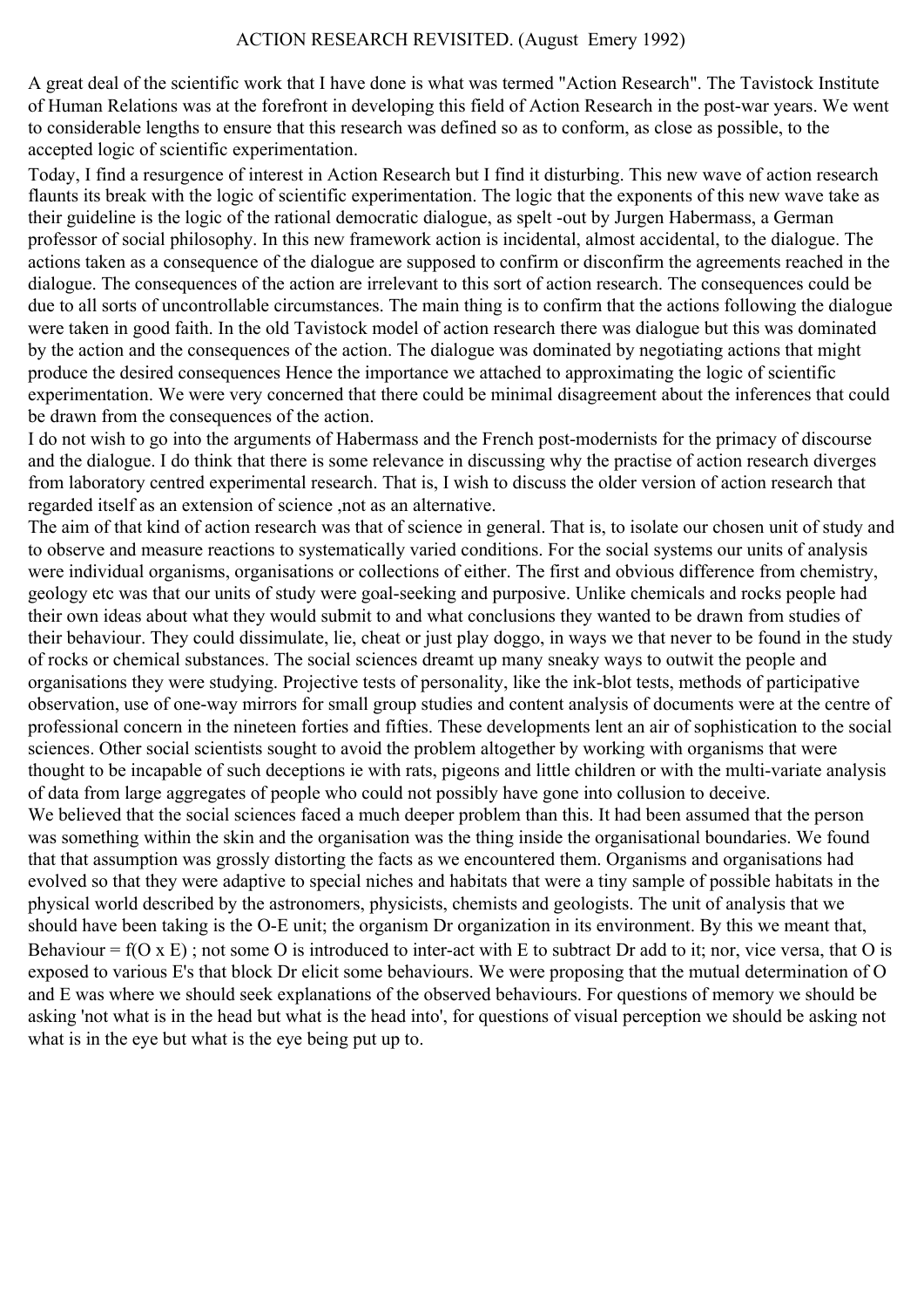ACTION RESEARCH REVISITED. (August Emery 1992)

A great deal of the scientific work that I have done is what was termed "Action Research". The Tavistock Institute of Human Relations was at the forefront in developing this field of Action Research in the post-war years. We went to considerable lengths to ensure that this research was defined so as to conform, as close as possible, to the accepted logic of scientific experimentation.

Today, I find a resurgence of interest in Action Research but I find it disturbing. This new wave of action research flaunts its break with the logic of scientific experimentation. The logic that the exponents of this new wave take as their guideline is the logic of the rational democratic dialogue, as spelt -out by Jurgen Habermass, a German professor of social philosophy. In this new framework action is incidental, almost accidental, to the dialogue. The actions taken as a consequence of the dialogue are supposed to confirm or disconfirm the agreements reached in the dialogue. The consequences of the action are irrelevant to this sort of action research. The consequences could be due to all sorts of uncontrollable circumstances. The main thing is to confirm that the actions following the dialogue were taken in good faith. In the old Tavistock model of action research there was dialogue but this was dominated by the action and the consequences of the action. The dialogue was dominated by negotiating actions that might produce the desired consequences Hence the importance we attached to approximating the logic of scientific experimentation. We were very concerned that there could be minimal disagreement about the inferences that could be drawn from the consequences of the action.

I do not wish to go into the arguments of Habermass and the French post-modernists for the primacy of discourse and the dialogue. I do think that there is some relevance in discussing why the practise of action research diverges from laboratory centred experimental research. That is, I wish to discuss the older version of action research that regarded itself as an extension of science ,not as an alternative.

The aim of that kind of action research was that of science in general. That is, to isolate our chosen unit of study and to observe and measure reactions to systematically varied conditions. For the social systems our units of analysis were individual organisms, organisations or collections of either. The first and obvious difference from chemistry, geology etc was that our units of study were goal-seeking and purposive. Unlike chemicals and rocks people had their own ideas about what they would submit to and what conclusions they wanted to be drawn from studies of their behaviour. They could dissimulate, lie, cheat or just play doggo, in ways we that never to be found in the study of rocks or chemical substances. The social sciences dreamt up many sneaky ways to outwit the people and organisations they were studying. Projective tests of personality, like the ink-blot tests, methods of participative observation, use of one-way mirrors for small group studies and content analysis of documents were at the centre of professional concern in the nineteen forties and fifties. These developments lent an air of sophistication to the social sciences. Other social scientists sought to avoid the problem altogether by working with organisms that were thought to be incapable of such deceptions ie with rats, pigeons and little children or with the multi-variate analysis of data from large aggregates of people who could not possibly have gone into collusion to deceive.

We believed that the social sciences faced a much deeper problem than this. It had been assumed that the person was something within the skin and the organisation was the thing inside the organisational boundaries. We found that that assumption was grossly distorting the facts as we encountered them. Organisms and organisations had evolved so that they were adaptive to special niches and habitats that were a tiny sample of possible habitats in the physical world described by the astronomers, physicists, chemists and geologists. The unit of analysis that we should have been taking is the O-E unit; the organism Dr organization in its environment. By this we meant that, Behaviour = $f(O \times E)$ ; not some O is introduced to inter-act with E to subtract Dr add to it; nor, vice versa, that O is exposed to various E's that block Dr elicit some behaviours. We were proposing that the mutual determination of O and E was where we should seek explanations of the observed behaviours. For questions of memory we should be asking 'not what is in the head but what is the head into', for questions of visual perception we should be asking not what is in the eye but what is the eye being put up to.